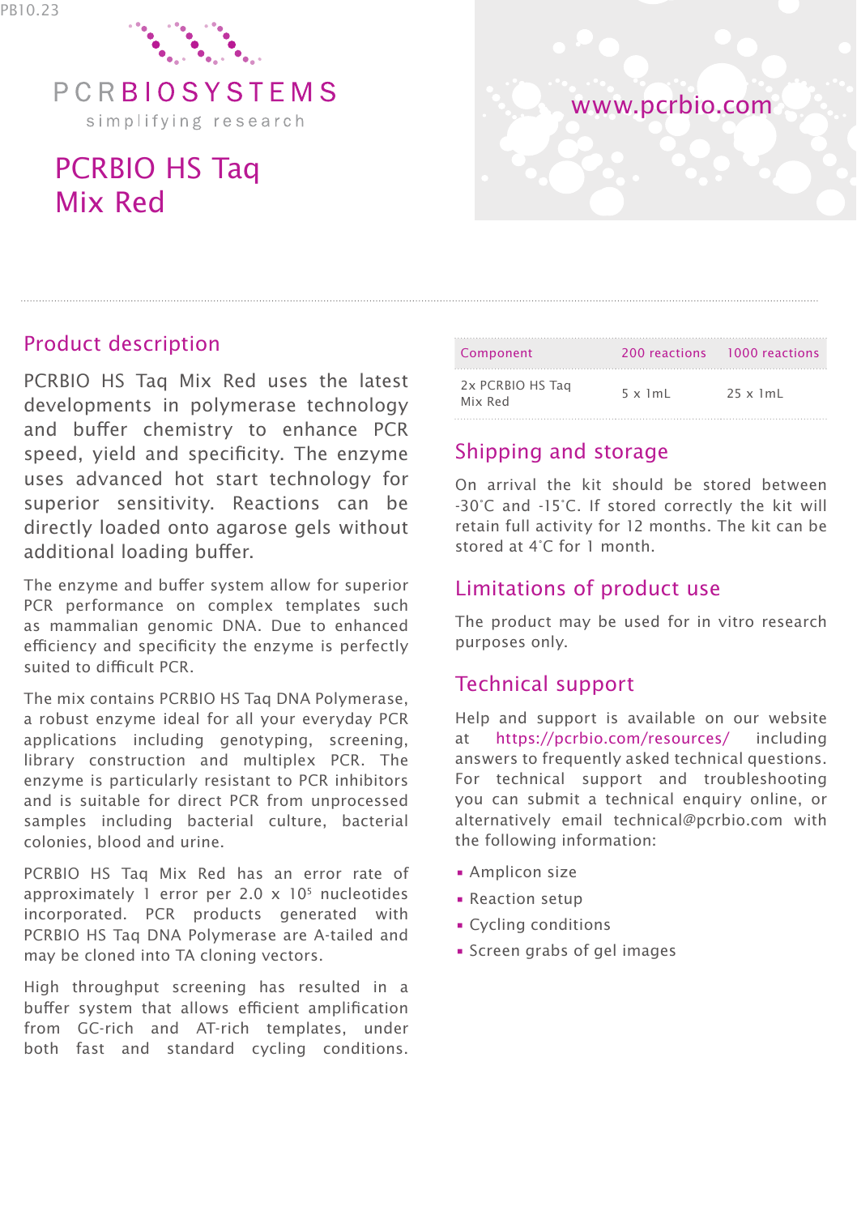PCRBIOSYSTEMS

simplifying research

www.pcrbio.com

# PCRBIO HS Taq Mix Red

## Product description

PCRBIO HS Taq Mix Red uses the latest developments in polymerase technology and buffer chemistry to enhance PCR speed, yield and specificity. The enzyme uses advanced hot start technology for superior sensitivity. Reactions can be directly loaded onto agarose gels without additional loading buffer.

The enzyme and buffer system allow for superior PCR performance on complex templates such as mammalian genomic DNA. Due to enhanced efficiency and specificity the enzyme is perfectly suited to difficult PCR.

The mix contains PCRBIO HS Taq DNA Polymerase, a robust enzyme ideal for all your everyday PCR applications including genotyping, screening, library construction and multiplex PCR. The enzyme is particularly resistant to PCR inhibitors and is suitable for direct PCR from unprocessed samples including bacterial culture, bacterial colonies, blood and urine.

PCRBIO HS Taq Mix Red has an error rate of approximately 1 error per 2.0 x $10^5$ nucleotides incorporated. PCR products generated with PCRBIO HS Taq DNA Polymerase are A-tailed and may be cloned into TA cloning vectors.

High throughput screening has resulted in a buffer system that allows efficient amplification from GC-rich and AT-rich templates, under both fast and standard cycling conditions.

| Component | 200 reactions | 1000 reactions |
|---|---|---|
| 2x PCRBIO HS Taq Mix Red | 5 x 1mL | 25 x 1mL |

## Shipping and storage

On arrival the kit should be stored between -30°C and -15°C. If stored correctly the kit will retain full activity for 12 months. The kit can be stored at 4°C for 1 month.

## Limitations of product use

The product may be used for in vitro research purposes only.

## Technical support

Help and support is available on our website at https://pcrbio.com/resources/ including answers to frequently asked technical questions. For technical support and troubleshooting you can submit a technical enquiry online, or alternatively email technical@pcrbio.com with the following information:

- Amplicon size
- Reaction setup
- Cycling conditions
- Screen grabs of gel images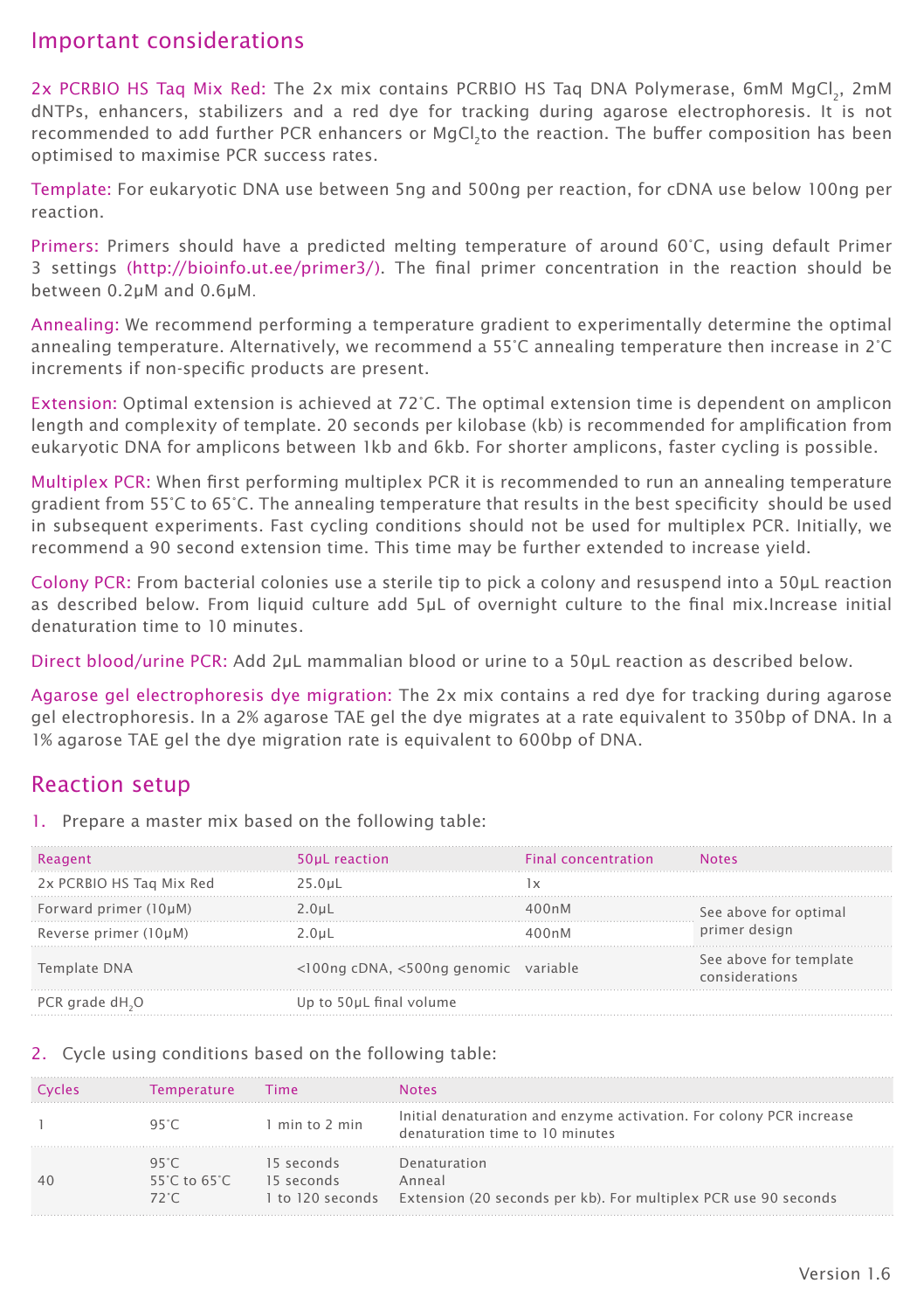## Important considerations

2x PCRBIO HS Taq Mix Red: The 2x mix contains PCRBIO HS Taq DNA Polymerase, 6mM $MgCl_2$, 2mM dNTPs, enhancers, stabilizers and a red dye for tracking during agarose electrophoresis. It is not recommended to add further PCR enhancers or $MgCl_2$to the reaction. The buffer composition has been optimised to maximise PCR success rates.

Template: For eukaryotic DNA use between 5ng and 500ng per reaction, for cDNA use below 100ng per reaction.

Primers: Primers should have a predicted melting temperature of around 60°C, using default Primer 3 settings (http://bioinfo.ut.ee/primer3/). The final primer concentration in the reaction should be between 0.2μM and 0.6μM.

Annealing: We recommend performing a temperature gradient to experimentally determine the optimal annealing temperature. Alternatively, we recommend a 55°C annealing temperature then increase in 2°C increments if non-specific products are present.

Extension: Optimal extension is achieved at 72°C. The optimal extension time is dependent on amplicon length and complexity of template. 20 seconds per kilobase (kb) is recommended for amplification from eukaryotic DNA for amplicons between 1kb and 6kb. For shorter amplicons, faster cycling is possible.

Multiplex PCR: When first performing multiplex PCR it is recommended to run an annealing temperature gradient from 55°C to 65°C. The annealing temperature that results in the best specificity should be used in subsequent experiments. Fast cycling conditions should not be used for multiplex PCR. Initially, we recommend a 90 second extension time. This time may be further extended to increase yield.

Colony PCR: From bacterial colonies use a sterile tip to pick a colony and resuspend into a 50μL reaction as described below. From liquid culture add 5μL of overnight culture to the final mix.Increase initial denaturation time to 10 minutes.

Direct blood/urine PCR: Add 2μL mammalian blood or urine to a 50μL reaction as described below.

Agarose gel electrophoresis dye migration: The 2x mix contains a red dye for tracking during agarose gel electrophoresis. In a 2% agarose TAE gel the dye migrates at a rate equivalent to 350bp of DNA. In a 1% agarose TAE gel the dye migration rate is equivalent to 600bp of DNA.

## Reaction setup

1. Prepare a master mix based on the following table:

| Reagent | 50μL reaction | Final concentration | Notes |
|---|---|---|---|
| 2x PCRBIO HS Taq Mix Red | 25.0μL | 1x | |
| Forward primer (10μM) | 2.0μL | 400nM | See above for optimal primer design |
| Reverse primer (10μM) | 2.0μL | 400nM | |
| Template DNA | <100ng cDNA, <500ng genomic | variable | See above for template considerations |
| PCR grade $dH_2O$ | Up to 50μL final volume | | |

2. Cycle using conditions based on the following table:

| Cycles | Temperature | Time | Notes |
|---|---|---|---|
| 1 | 95°C | 1 min to 2 min | Initial denaturation and enzyme activation. For colony PCR increase denaturation time to 10 minutes |
| 40 | 95°C<br>55°C to 65°C<br>72°C | 15 seconds<br>15 seconds<br>1 to 120 seconds | Denaturation<br>Anneal<br>Extension (20 seconds per kb). For multiplex PCR use 90 seconds |

Version 1.6